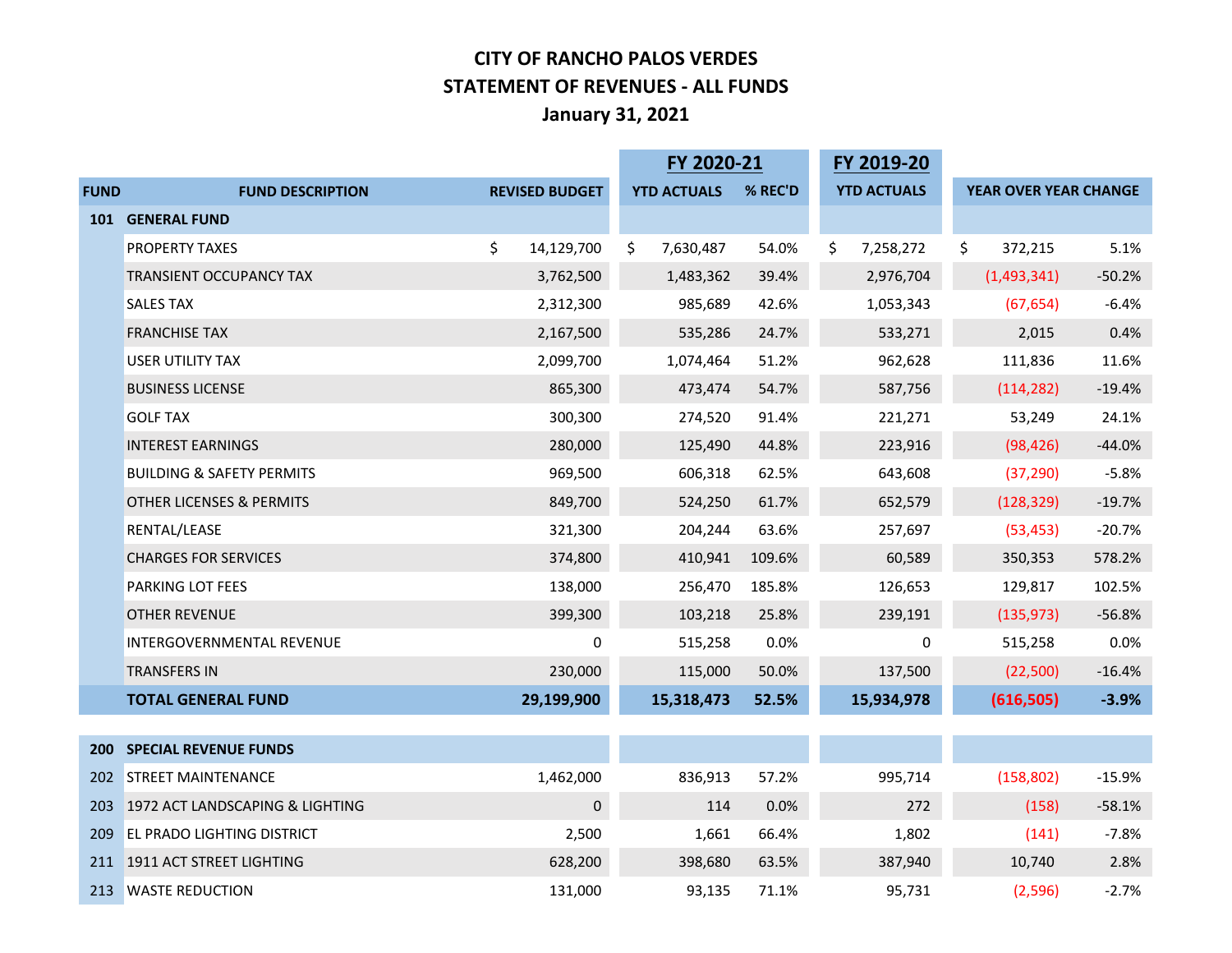# CITY OF RANCHO PALOS VERDES
## STATEMENT OF REVENUES - ALL FUNDS
### January 31, 2021

| FUND | FUND DESCRIPTION | REVISED BUDGET | FY 2020-21 YTD ACTUALS | FY 2020-21 % REC'D | FY 2019-20 YTD ACTUAL | YEAR OVER YEAR CHANGE | |
|---|---|---|---|---|---|---|---|
| **101** | **GENERAL FUND** | | | | | | |
| | PROPERTY TAXES | $ 14,129,700 | $ 7,630,487 | 54.0% | $ 7,258,272 | $ 372,215 | 5.1% |
| | TRANSIENT OCCUPANCY TAX | 3,762,500 | 1,483,362 | 39.4% | 2,976,704 | (1,493,341) | -50.2% |
| | SALES TAX | 2,312,300 | 985,689 | 42.6% | 1,053,343 | (67,654) | -6.4% |
| | FRANCHISE TAX | 2,167,500 | 535,286 | 24.7% | 533,271 | 2,015 | 0.4% |
| | USER UTILITY TAX | 2,099,700 | 1,074,464 | 51.2% | 962,628 | 111,836 | 11.6% |
| | BUSINESS LICENSE | 865,300 | 473,474 | 54.7% | 587,756 | (114,282) | -19.4% |
| | GOLF TAX | 300,300 | 274,520 | 91.4% | 221,271 | 53,249 | 24.1% |
| | INTEREST EARNINGS | 280,000 | 125,490 | 44.8% | 223,916 | (98,426) | -44.0% |
| | BUILDING & SAFETY PERMITS | 969,500 | 606,318 | 62.5% | 643,608 | (37,290) | -5.8% |
| | OTHER LICENSES & PERMITS | 849,700 | 524,250 | 61.7% | 652,579 | (128,329) | -19.7% |
| | RENTAL/LEASE | 321,300 | 204,244 | 63.6% | 257,697 | (53,453) | -20.7% |
| | CHARGES FOR SERVICES | 374,800 | 410,941 | 109.6% | 60,589 | 350,353 | 578.2% |
| | PARKING LOT FEES | 138,000 | 256,470 | 185.8% | 126,653 | 129,817 | 102.5% |
| | OTHER REVENUE | 399,300 | 103,218 | 25.8% | 239,191 | (135,973) | -56.8% |
| | INTERGOVERNMENTAL REVENUE | 0 | 515,258 | 0.0% | 0 | 515,258 | 0.0% |
| | TRANSFERS IN | 230,000 | 115,000 | 50.0% | 137,500 | (22,500) | -16.4% |
| | **TOTAL GENERAL FUND** | **29,199,900** | **15,318,473** | **52.5%** | **15,934,978** | **(616,505)** | **-3.9%** |
| **200** | **SPECIAL REVENUE FUNDS** | | | | | | |
| 202 | STREET MAINTENANCE | 1,462,000 | 836,913 | 57.2% | 995,714 | (158,802) | -15.9% |
| 203 | 1972 ACT LANDSCAPING & LIGHTING | 0 | 114 | 0.0% | 272 | (158) | -58.1% |
| 209 | EL PRADO LIGHTING DISTRICT | 2,500 | 1,661 | 66.4% | 1,802 | (141) | -7.8% |
| 211 | 1911 ACT STREET LIGHTING | 628,200 | 398,680 | 63.5% | 387,940 | 10,740 | 2.8% |
| 213 | WASTE REDUCTION | 131,000 | 93,135 | 71.1% | 95,731 | (2,596) | -2.7% |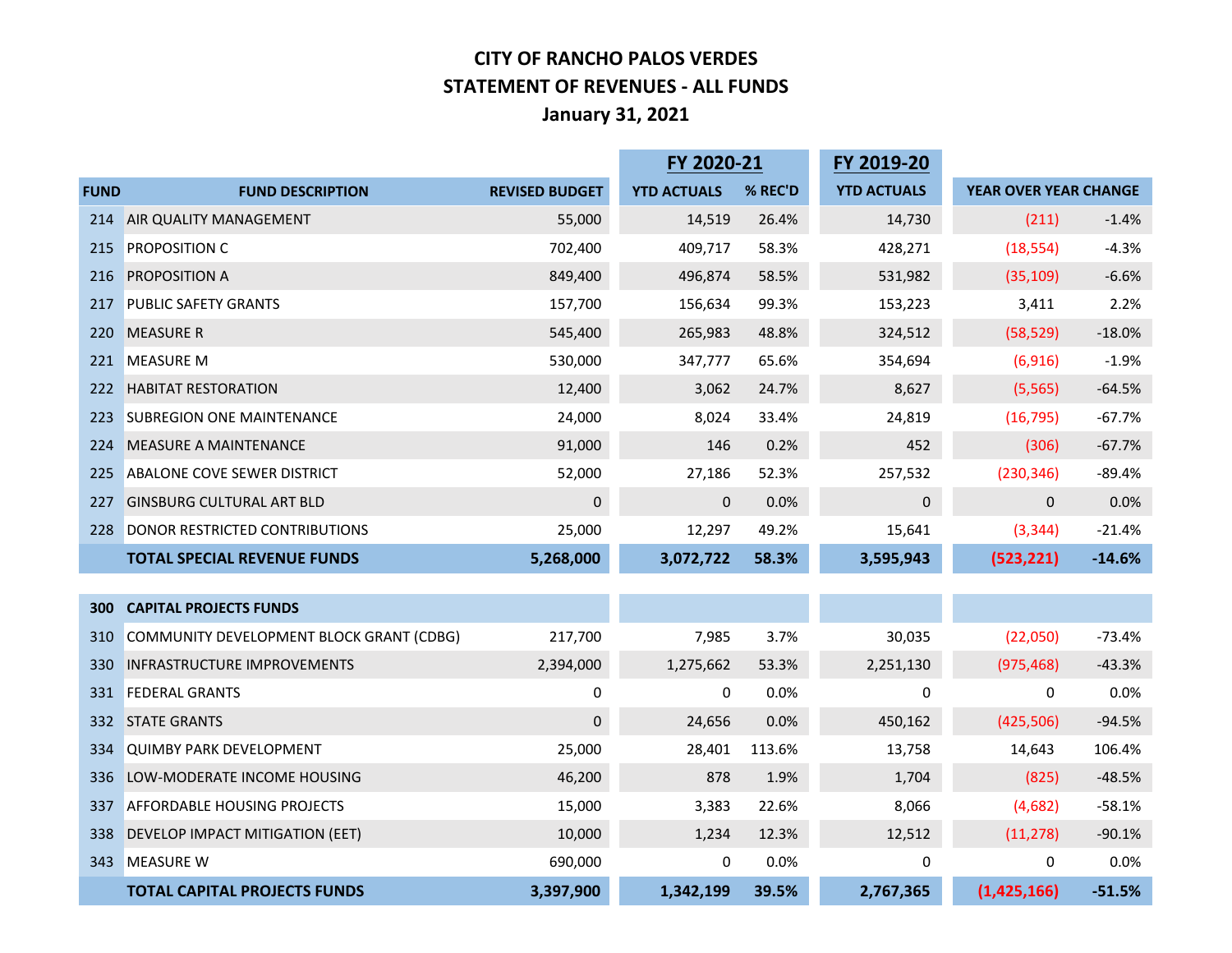# CITY OF RANCHO PALOS VERDES
## STATEMENT OF REVENUES - ALL FUNDS
## January 31, 2021

| FUND | FUND DESCRIPTION | REVISED BUDGET | FY 2020-21 YTD ACTUALS | FY 2020-21 % REC'D | FY 2019-20 YTD ACTUALS | YEAR OVER YEAR CHANGE | |
|---|---|---|---|---|---|---|---|
| 214 | AIR QUALITY MANAGEMENT | 55,000 | 14,519 | 26.4% | 14,730 | (211) | -1.4% |
| 215 | PROPOSITION C | 702,400 | 409,717 | 58.3% | 428,271 | (18,554) | -4.3% |
| 216 | PROPOSITION A | 849,400 | 496,874 | 58.5% | 531,982 | (35,109) | -6.6% |
| 217 | PUBLIC SAFETY GRANTS | 157,700 | 156,634 | 99.3% | 153,223 | 3,411 | 2.2% |
| 220 | MEASURE R | 545,400 | 265,983 | 48.8% | 324,512 | (58,529) | -18.0% |
| 221 | MEASURE M | 530,000 | 347,777 | 65.6% | 354,694 | (6,916) | -1.9% |
| 222 | HABITAT RESTORATION | 12,400 | 3,062 | 24.7% | 8,627 | (5,565) | -64.5% |
| 223 | SUBREGION ONE MAINTENANCE | 24,000 | 8,024 | 33.4% | 24,819 | (16,795) | -67.7% |
| 224 | MEASURE A MAINTENANCE | 91,000 | 146 | 0.2% | 452 | (306) | -67.7% |
| 225 | ABALONE COVE SEWER DISTRICT | 52,000 | 27,186 | 52.3% | 257,532 | (230,346) | -89.4% |
| 227 | GINSBURG CULTURAL ART BLD | 0 | 0 | 0.0% | 0 | 0 | 0.0% |
| 228 | DONOR RESTRICTED CONTRIBUTIONS | 25,000 | 12,297 | 49.2% | 15,641 | (3,344) | -21.4% |
| | **TOTAL SPECIAL REVENUE FUNDS** | **5,268,000** | **3,072,722** | **58.3%** | **3,595,943** | **(523,221)** | **-14.6%** |
| | | | | | | | |
| **300** | **CAPITAL PROJECTS FUNDS** | | | | | | |
| 310 | COMMUNITY DEVELOPMENT BLOCK GRANT (CDBG) | 217,700 | 7,985 | 3.7% | 30,035 | (22,050) | -73.4% |
| 330 | INFRASTRUCTURE IMPROVEMENTS | 2,394,000 | 1,275,662 | 53.3% | 2,251,130 | (975,468) | -43.3% |
| 331 | FEDERAL GRANTS | 0 | 0 | 0.0% | 0 | 0 | 0.0% |
| 332 | STATE GRANTS | 0 | 24,656 | 0.0% | 450,162 | (425,506) | -94.5% |
| 334 | QUIMBY PARK DEVELOPMENT | 25,000 | 28,401 | 113.6% | 13,758 | 14,643 | 106.4% |
| 336 | LOW-MODERATE INCOME HOUSING | 46,200 | 878 | 1.9% | 1,704 | (825) | -48.5% |
| 337 | AFFORDABLE HOUSING PROJECTS | 15,000 | 3,383 | 22.6% | 8,066 | (4,682) | -58.1% |
| 338 | DEVELOP IMPACT MITIGATION (EET) | 10,000 | 1,234 | 12.3% | 12,512 | (11,278) | -90.1% |
| 343 | MEASURE W | 690,000 | 0 | 0.0% | 0 | 0 | 0.0% |
| | **TOTAL CAPITAL PROJECTS FUNDS** | **3,397,900** | **1,342,199** | **39.5%** | **2,767,365** | **(1,425,166)** | **-51.5%** |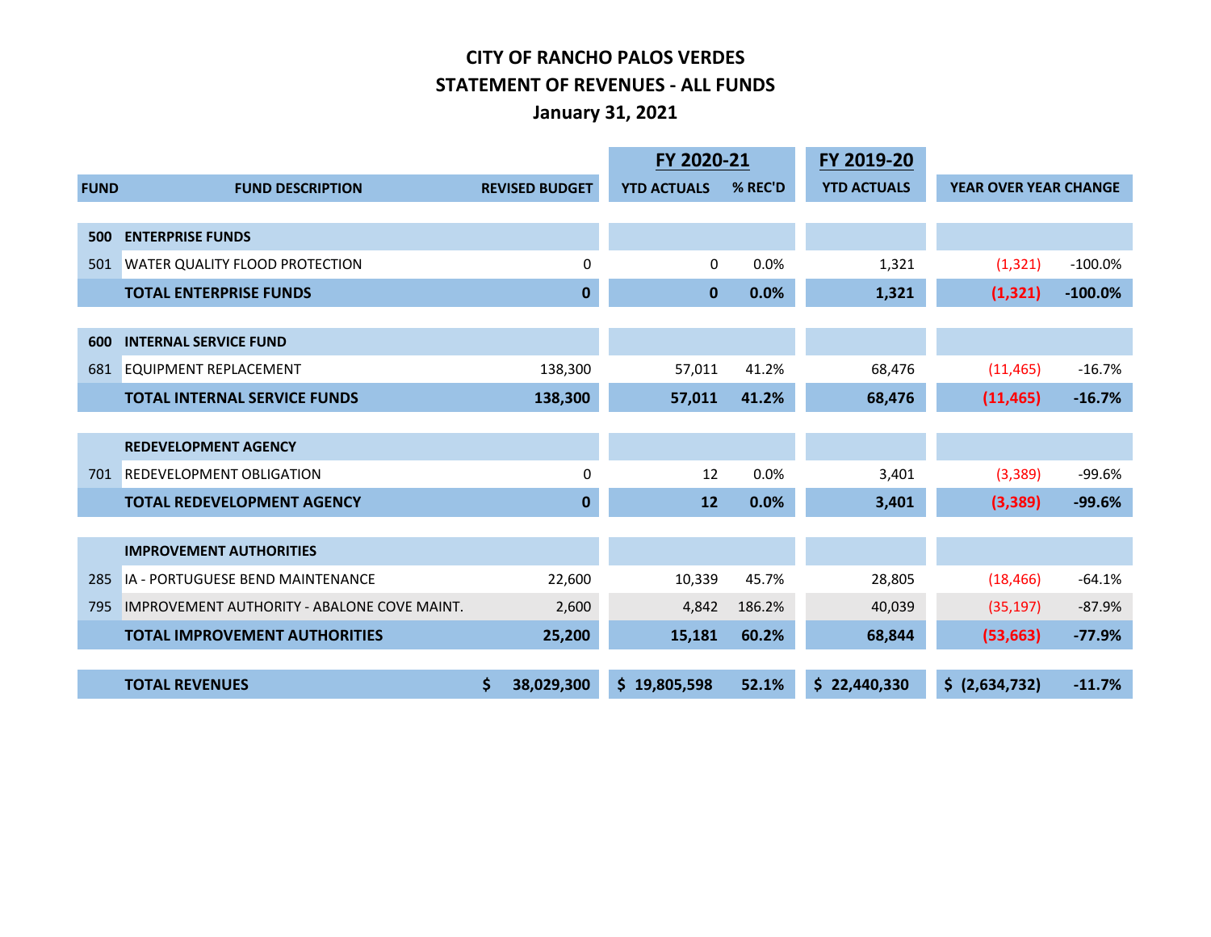# CITY OF RANCHO PALOS VERDES
## STATEMENT OF REVENUES - ALL FUNDS
### January 31, 2021

| | | | FY 2020-21 | | FY 2019-20 | | |
|---|---|---|---|---|---|---|---|
| **FUND** | **FUND DESCRIPTION** | **REVISED BUDGET** | **YTD ACTUALS** | **% REC'D** | **YTD ACTUALS** | **YEAR OVER YEAR CHANGE** | |
| **500** | **ENTERPRISE FUNDS** | | | | | | |
| 501 | WATER QUALITY FLOOD PROTECTION | 0 | 0 | 0.0% | 1,321 | (1,321) | -100.0% |
| | **TOTAL ENTERPRISE FUNDS** | **0** | **0** | **0.0%** | **1,321** | **(1,321)** | **-100.0%** |
| **600** | **INTERNAL SERVICE FUND** | | | | | | |
| 681 | EQUIPMENT REPLACEMENT | 138,300 | 57,011 | 41.2% | 68,476 | (11,465) | -16.7% |
| | **TOTAL INTERNAL SERVICE FUNDS** | **138,300** | **57,011** | **41.2%** | **68,476** | **(11,465)** | **-16.7%** |
| | **REDEVELOPMENT AGENCY** | | | | | | |
| 701 | REDEVELOPMENT OBLIGATION | 0 | 12 | 0.0% | 3,401 | (3,389) | -99.6% |
| | **TOTAL REDEVELOPMENT AGENCY** | **0** | **12** | **0.0%** | **3,401** | **(3,389)** | **-99.6%** |
| | **IMPROVEMENT AUTHORITIES** | | | | | | |
| 285 | IA - PORTUGUESE BEND MAINTENANCE | 22,600 | 10,339 | 45.7% | 28,805 | (18,466) | -64.1% |
| 795 | IMPROVEMENT AUTHORITY - ABALONE COVE MAINT. | 2,600 | 4,842 | 186.2% | 40,039 | (35,197) | -87.9% |
| | **TOTAL IMPROVEMENT AUTHORITIES** | **25,200** | **15,181** | **60.2%** | **68,844** | **(53,663)** | **-77.9%** |
| | **TOTAL REVENUES** | **$ 38,029,300** | **$ 19,805,598** | **52.1%** | **$ 22,440,330** | **$ (2,634,732)** | **-11.7%** |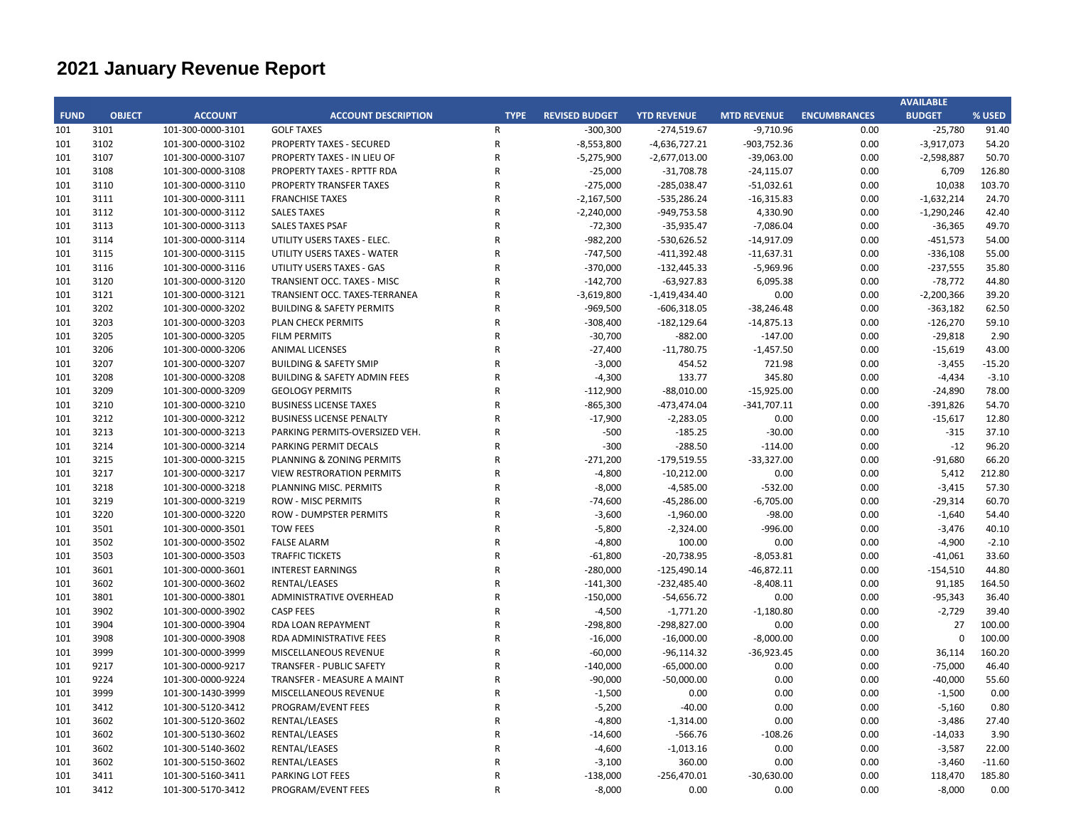# 2021 January Revenue Report

| FUND | OBJECT | ACCOUNT | ACCOUNT DESCRIPTION | TYPE | REVISED BUDGET | YTD REVENUE | MTD REVENUE | ENCUMBRANCES | AVAILABLE BUDGET | % USED |
|---|---|---|---|---|---|---|---|---|---|---|
| 101 | 3101 | 101-300-0000-3101 | GOLF TAXES | R | -300,300 | -274,519.67 | -9,710.96 | 0.00 | -25,780 | 91.40 |
| 101 | 3102 | 101-300-0000-3102 | PROPERTY TAXES - SECURED | R | -8,553,800 | -4,636,727.21 | -903,752.36 | 0.00 | -3,917,073 | 54.20 |
| 101 | 3107 | 101-300-0000-3107 | PROPERTY TAXES - IN LIEU OF | R | -5,275,900 | -2,677,013.00 | -39,063.00 | 0.00 | -2,598,887 | 50.70 |
| 101 | 3108 | 101-300-0000-3108 | PROPERTY TAXES - RPTTF RDA | R | -25,000 | -31,708.78 | -24,115.07 | 0.00 | 6,709 | 126.80 |
| 101 | 3110 | 101-300-0000-3110 | PROPERTY TRANSFER TAXES | R | -275,000 | -285,038.47 | -51,032.61 | 0.00 | 10,038 | 103.70 |
| 101 | 3111 | 101-300-0000-3111 | FRANCHISE TAXES | R | -2,167,500 | -535,286.24 | -16,315.83 | 0.00 | -1,632,214 | 24.70 |
| 101 | 3112 | 101-300-0000-3112 | SALES TAXES | R | -2,240,000 | -949,753.58 | 4,330.90 | 0.00 | -1,290,246 | 42.40 |
| 101 | 3113 | 101-300-0000-3113 | SALES TAXES PSAF | R | -72,300 | -35,935.47 | -7,086.04 | 0.00 | -36,365 | 49.70 |
| 101 | 3114 | 101-300-0000-3114 | UTILITY USERS TAXES - ELEC. | R | -982,200 | -530,626.52 | -14,917.09 | 0.00 | -451,573 | 54.00 |
| 101 | 3115 | 101-300-0000-3115 | UTILITY USERS TAXES - WATER | R | -747,500 | -411,392.48 | -11,637.31 | 0.00 | -336,108 | 55.00 |
| 101 | 3116 | 101-300-0000-3116 | UTILITY USERS TAXES - GAS | R | -370,000 | -132,445.33 | -5,969.96 | 0.00 | -237,555 | 35.80 |
| 101 | 3120 | 101-300-0000-3120 | TRANSIENT OCC. TAXES - MISC | R | -142,700 | -63,927.83 | 6,095.38 | 0.00 | -78,772 | 44.80 |
| 101 | 3121 | 101-300-0000-3121 | TRANSIENT OCC. TAXES-TERRANEA | R | -3,619,800 | -1,419,434.40 | 0.00 | 0.00 | -2,200,366 | 39.20 |
| 101 | 3202 | 101-300-0000-3202 | BUILDING & SAFETY PERMITS | R | -969,500 | -606,318.05 | -38,246.48 | 0.00 | -363,182 | 62.50 |
| 101 | 3203 | 101-300-0000-3203 | PLAN CHECK PERMITS | R | -308,400 | -182,129.64 | -14,875.13 | 0.00 | -126,270 | 59.10 |
| 101 | 3205 | 101-300-0000-3205 | FILM PERMITS | R | -30,700 | -882.00 | -147.00 | 0.00 | -29,818 | 2.90 |
| 101 | 3206 | 101-300-0000-3206 | ANIMAL LICENSES | R | -27,400 | -11,780.75 | -1,457.50 | 0.00 | -15,619 | 43.00 |
| 101 | 3207 | 101-300-0000-3207 | BUILDING & SAFETY SMIP | R | -3,000 | 454.52 | 721.98 | 0.00 | -3,455 | -15.20 |
| 101 | 3208 | 101-300-0000-3208 | BUILDING & SAFETY ADMIN FEES | R | -4,300 | 133.77 | 345.80 | 0.00 | -4,434 | -3.10 |
| 101 | 3209 | 101-300-0000-3209 | GEOLOGY PERMITS | R | -112,900 | -88,010.00 | -15,925.00 | 0.00 | -24,890 | 78.00 |
| 101 | 3210 | 101-300-0000-3210 | BUSINESS LICENSE TAXES | R | -865,300 | -473,474.04 | -341,707.11 | 0.00 | -391,826 | 54.70 |
| 101 | 3212 | 101-300-0000-3212 | BUSINESS LICENSE PENALTY | R | -17,900 | -2,283.05 | 0.00 | 0.00 | -15,617 | 12.80 |
| 101 | 3213 | 101-300-0000-3213 | PARKING PERMITS-OVERSIZED VEH. | R | -500 | -185.25 | -30.00 | 0.00 | -315 | 37.10 |
| 101 | 3214 | 101-300-0000-3214 | PARKING PERMIT DECALS | R | -300 | -288.50 | -114.00 | 0.00 | -12 | 96.20 |
| 101 | 3215 | 101-300-0000-3215 | PLANNING & ZONING PERMITS | R | -271,200 | -179,519.55 | -33,327.00 | 0.00 | -91,680 | 66.20 |
| 101 | 3217 | 101-300-0000-3217 | VIEW RESTRORATION PERMITS | R | -4,800 | -10,212.00 | 0.00 | 0.00 | 5,412 | 212.80 |
| 101 | 3218 | 101-300-0000-3218 | PLANNING MISC. PERMITS | R | -8,000 | -4,585.00 | -532.00 | 0.00 | -3,415 | 57.30 |
| 101 | 3219 | 101-300-0000-3219 | ROW - MISC PERMITS | R | -74,600 | -45,286.00 | -6,705.00 | 0.00 | -29,314 | 60.70 |
| 101 | 3220 | 101-300-0000-3220 | ROW - DUMPSTER PERMITS | R | -3,600 | -1,960.00 | -98.00 | 0.00 | -1,640 | 54.40 |
| 101 | 3501 | 101-300-0000-3501 | TOW FEES | R | -5,800 | -2,324.00 | -996.00 | 0.00 | -3,476 | 40.10 |
| 101 | 3502 | 101-300-0000-3502 | FALSE ALARM | R | -4,800 | 100.00 | 0.00 | 0.00 | -4,900 | -2.10 |
| 101 | 3503 | 101-300-0000-3503 | TRAFFIC TICKETS | R | -61,800 | -20,738.95 | -8,053.81 | 0.00 | -41,061 | 33.60 |
| 101 | 3601 | 101-300-0000-3601 | INTEREST EARNINGS | R | -280,000 | -125,490.14 | -46,872.11 | 0.00 | -154,510 | 44.80 |
| 101 | 3602 | 101-300-0000-3602 | RENTAL/LEASES | R | -141,300 | -232,485.40 | -8,408.11 | 0.00 | 91,185 | 164.50 |
| 101 | 3801 | 101-300-0000-3801 | ADMINISTRATIVE OVERHEAD | R | -150,000 | -54,656.72 | 0.00 | 0.00 | -95,343 | 36.40 |
| 101 | 3902 | 101-300-0000-3902 | CASP FEES | R | -4,500 | -1,771.20 | -1,180.80 | 0.00 | -2,729 | 39.40 |
| 101 | 3904 | 101-300-0000-3904 | RDA LOAN REPAYMENT | R | -298,800 | -298,827.00 | 0.00 | 0.00 | 27 | 100.00 |
| 101 | 3908 | 101-300-0000-3908 | RDA ADMINISTRATIVE FEES | R | -16,000 | -16,000.00 | -8,000.00 | 0.00 | 0 | 100.00 |
| 101 | 3999 | 101-300-0000-3999 | MISCELLANEOUS REVENUE | R | -60,000 | -96,114.32 | -36,923.45 | 0.00 | 36,114 | 160.20 |
| 101 | 9217 | 101-300-0000-9217 | TRANSFER - PUBLIC SAFETY | R | -140,000 | -65,000.00 | 0.00 | 0.00 | -75,000 | 46.40 |
| 101 | 9224 | 101-300-0000-9224 | TRANSFER - MEASURE A MAINT | R | -90,000 | -50,000.00 | 0.00 | 0.00 | -40,000 | 55.60 |
| 101 | 3999 | 101-300-1430-3999 | MISCELLANEOUS REVENUE | R | -1,500 | 0.00 | 0.00 | 0.00 | -1,500 | 0.00 |
| 101 | 3412 | 101-300-5120-3412 | PROGRAM/EVENT FEES | R | -5,200 | -40.00 | 0.00 | 0.00 | -5,160 | 0.80 |
| 101 | 3602 | 101-300-5120-3602 | RENTAL/LEASES | R | -4,800 | -1,314.00 | 0.00 | 0.00 | -3,486 | 27.40 |
| 101 | 3602 | 101-300-5130-3602 | RENTAL/LEASES | R | -14,600 | -566.76 | -108.26 | 0.00 | -14,033 | 3.90 |
| 101 | 3602 | 101-300-5140-3602 | RENTAL/LEASES | R | -4,600 | -1,013.16 | 0.00 | 0.00 | -3,587 | 22.00 |
| 101 | 3602 | 101-300-5150-3602 | RENTAL/LEASES | R | -3,100 | 360.00 | 0.00 | 0.00 | -3,460 | -11.60 |
| 101 | 3411 | 101-300-5160-3411 | PARKING LOT FEES | R | -138,000 | -256,470.01 | -30,630.00 | 0.00 | 118,470 | 185.80 |
| 101 | 3412 | 101-300-5170-3412 | PROGRAM/EVENT FEES | R | -8,000 | 0.00 | 0.00 | 0.00 | -8,000 | 0.00 |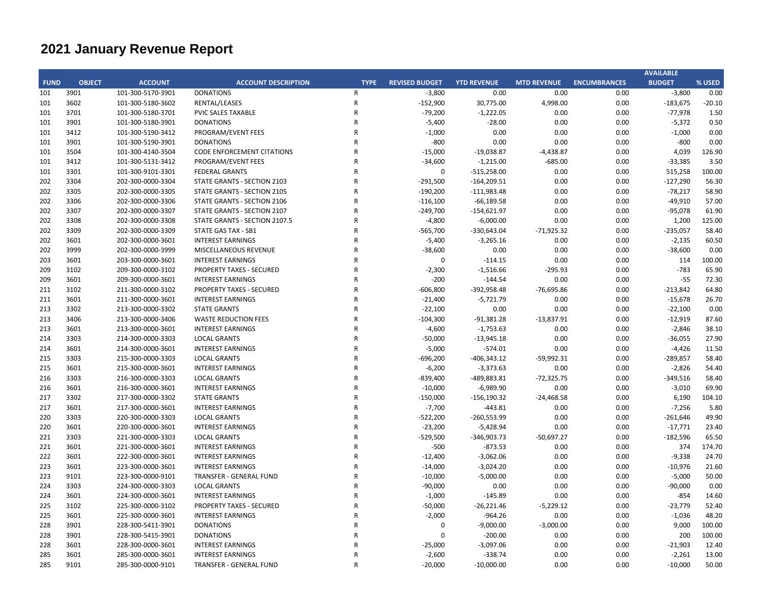# 2021 January Revenue Report

| FUND | OBJECT | ACCOUNT | ACCOUNT DESCRIPTION | TYPE | REVISED BUDGET | YTD REVENUE | MTD REVENUE | ENCUMBRANCES | AVAILABLE BUDGET | % USED |
|---|---|---|---|---|---|---|---|---|---|---|
| 101 | 3901 | 101-300-5170-3901 | DONATIONS | R | -3,800 | 0.00 | 0.00 | 0.00 | -3,800 | 0.00 |
| 101 | 3602 | 101-300-5180-3602 | RENTAL/LEASES | R | -152,900 | 30,775.00 | 4,998.00 | 0.00 | -183,675 | -20.10 |
| 101 | 3701 | 101-300-5180-3701 | PVIC SALES TAXABLE | R | -79,200 | -1,222.05 | 0.00 | 0.00 | -77,978 | 1.50 |
| 101 | 3901 | 101-300-5180-3901 | DONATIONS | R | -5,400 | -28.00 | 0.00 | 0.00 | -5,372 | 0.50 |
| 101 | 3412 | 101-300-5190-3412 | PROGRAM/EVENT FEES | R | -1,000 | 0.00 | 0.00 | 0.00 | -1,000 | 0.00 |
| 101 | 3901 | 101-300-5190-3901 | DONATIONS | R | -800 | 0.00 | 0.00 | 0.00 | -800 | 0.00 |
| 101 | 3504 | 101-300-4140-3504 | CODE ENFORCEMENT CITATIONS | R | -15,000 | -19,038.87 | -4,438.87 | 0.00 | 4,039 | 126.90 |
| 101 | 3412 | 101-300-5131-3412 | PROGRAM/EVENT FEES | R | -34,600 | -1,215.00 | -685.00 | 0.00 | -33,385 | 3.50 |
| 101 | 3301 | 101-300-9101-3301 | FEDERAL GRANTS | R | 0 | -515,258.00 | 0.00 | 0.00 | 515,258 | 100.00 |
| 202 | 3304 | 202-300-0000-3304 | STATE GRANTS - SECTION 2103 | R | -291,500 | -164,209.51 | 0.00 | 0.00 | -127,290 | 56.30 |
| 202 | 3305 | 202-300-0000-3305 | STATE GRANTS - SECTION 2105 | R | -190,200 | -111,983.48 | 0.00 | 0.00 | -78,217 | 58.90 |
| 202 | 3306 | 202-300-0000-3306 | STATE GRANTS - SECTION 2106 | R | -116,100 | -66,189.58 | 0.00 | 0.00 | -49,910 | 57.00 |
| 202 | 3307 | 202-300-0000-3307 | STATE GRANTS - SECTION 2107 | R | -249,700 | -154,621.97 | 0.00 | 0.00 | -95,078 | 61.90 |
| 202 | 3308 | 202-300-0000-3308 | STATE GRANTS - SECTION 2107.5 | R | -4,800 | -6,000.00 | 0.00 | 0.00 | 1,200 | 125.00 |
| 202 | 3309 | 202-300-0000-3309 | STATE GAS TAX - SB1 | R | -565,700 | -330,643.04 | -71,925.32 | 0.00 | -235,057 | 58.40 |
| 202 | 3601 | 202-300-0000-3601 | INTEREST EARNINGS | R | -5,400 | -3,265.16 | 0.00 | 0.00 | -2,135 | 60.50 |
| 202 | 3999 | 202-300-0000-3999 | MISCELLANEOUS REVENUE | R | -38,600 | 0.00 | 0.00 | 0.00 | -38,600 | 0.00 |
| 203 | 3601 | 203-300-0000-3601 | INTEREST EARNINGS | R | 0 | -114.15 | 0.00 | 0.00 | 114 | 100.00 |
| 209 | 3102 | 209-300-0000-3102 | PROPERTY TAXES - SECURED | R | -2,300 | -1,516.66 | -295.93 | 0.00 | -783 | 65.90 |
| 209 | 3601 | 209-300-0000-3601 | INTEREST EARNINGS | R | -200 | -144.54 | 0.00 | 0.00 | -55 | 72.30 |
| 211 | 3102 | 211-300-0000-3102 | PROPERTY TAXES - SECURED | R | -606,800 | -392,958.48 | -76,695.86 | 0.00 | -213,842 | 64.80 |
| 211 | 3601 | 211-300-0000-3601 | INTEREST EARNINGS | R | -21,400 | -5,721.79 | 0.00 | 0.00 | -15,678 | 26.70 |
| 213 | 3302 | 213-300-0000-3302 | STATE GRANTS | R | -22,100 | 0.00 | 0.00 | 0.00 | -22,100 | 0.00 |
| 213 | 3406 | 213-300-0000-3406 | WASTE REDUCTION FEES | R | -104,300 | -91,381.28 | -13,837.91 | 0.00 | -12,919 | 87.60 |
| 213 | 3601 | 213-300-0000-3601 | INTEREST EARNINGS | R | -4,600 | -1,753.63 | 0.00 | 0.00 | -2,846 | 38.10 |
| 214 | 3303 | 214-300-0000-3303 | LOCAL GRANTS | R | -50,000 | -13,945.18 | 0.00 | 0.00 | -36,055 | 27.90 |
| 214 | 3601 | 214-300-0000-3601 | INTEREST EARNINGS | R | -5,000 | -574.01 | 0.00 | 0.00 | -4,426 | 11.50 |
| 215 | 3303 | 215-300-0000-3303 | LOCAL GRANTS | R | -696,200 | -406,343.12 | -59,992.31 | 0.00 | -289,857 | 58.40 |
| 215 | 3601 | 215-300-0000-3601 | INTEREST EARNINGS | R | -6,200 | -3,373.63 | 0.00 | 0.00 | -2,826 | 54.40 |
| 216 | 3303 | 216-300-0000-3303 | LOCAL GRANTS | R | -839,400 | -489,883.81 | -72,325.75 | 0.00 | -349,516 | 58.40 |
| 216 | 3601 | 216-300-0000-3601 | INTEREST EARNINGS | R | -10,000 | -6,989.90 | 0.00 | 0.00 | -3,010 | 69.90 |
| 217 | 3302 | 217-300-0000-3302 | STATE GRANTS | R | -150,000 | -156,190.32 | -24,468.58 | 0.00 | 6,190 | 104.10 |
| 217 | 3601 | 217-300-0000-3601 | INTEREST EARNINGS | R | -7,700 | -443.81 | 0.00 | 0.00 | -7,256 | 5.80 |
| 220 | 3303 | 220-300-0000-3303 | LOCAL GRANTS | R | -522,200 | -260,553.99 | 0.00 | 0.00 | -261,646 | 49.90 |
| 220 | 3601 | 220-300-0000-3601 | INTEREST EARNINGS | R | -23,200 | -5,428.94 | 0.00 | 0.00 | -17,771 | 23.40 |
| 221 | 3303 | 221-300-0000-3303 | LOCAL GRANTS | R | -529,500 | -346,903.73 | -50,697.27 | 0.00 | -182,596 | 65.50 |
| 221 | 3601 | 221-300-0000-3601 | INTEREST EARNINGS | R | -500 | -873.53 | 0.00 | 0.00 | 374 | 174.70 |
| 222 | 3601 | 222-300-0000-3601 | INTEREST EARNINGS | R | -12,400 | -3,062.06 | 0.00 | 0.00 | -9,338 | 24.70 |
| 223 | 3601 | 223-300-0000-3601 | INTEREST EARNINGS | R | -14,000 | -3,024.20 | 0.00 | 0.00 | -10,976 | 21.60 |
| 223 | 9101 | 223-300-0000-9101 | TRANSFER - GENERAL FUND | R | -10,000 | -5,000.00 | 0.00 | 0.00 | -5,000 | 50.00 |
| 224 | 3303 | 224-300-0000-3303 | LOCAL GRANTS | R | -90,000 | 0.00 | 0.00 | 0.00 | -90,000 | 0.00 |
| 224 | 3601 | 224-300-0000-3601 | INTEREST EARNINGS | R | -1,000 | -145.89 | 0.00 | 0.00 | -854 | 14.60 |
| 225 | 3102 | 225-300-0000-3102 | PROPERTY TAXES - SECURED | R | -50,000 | -26,221.46 | -5,229.12 | 0.00 | -23,779 | 52.40 |
| 225 | 3601 | 225-300-0000-3601 | INTEREST EARNINGS | R | -2,000 | -964.26 | 0.00 | 0.00 | -1,036 | 48.20 |
| 228 | 3901 | 228-300-5411-3901 | DONATIONS | R | 0 | -9,000.00 | -3,000.00 | 0.00 | 9,000 | 100.00 |
| 228 | 3901 | 228-300-5415-3901 | DONATIONS | R | 0 | -200.00 | 0.00 | 0.00 | 200 | 100.00 |
| 228 | 3601 | 228-300-0000-3601 | INTEREST EARNINGS | R | -25,000 | -3,097.06 | 0.00 | 0.00 | -21,903 | 12.40 |
| 285 | 3601 | 285-300-0000-3601 | INTEREST EARNINGS | R | -2,600 | -338.74 | 0.00 | 0.00 | -2,261 | 13.00 |
| 285 | 9101 | 285-300-0000-9101 | TRANSFER - GENERAL FUND | R | -20,000 | -10,000.00 | 0.00 | 0.00 | -10,000 | 50.00 |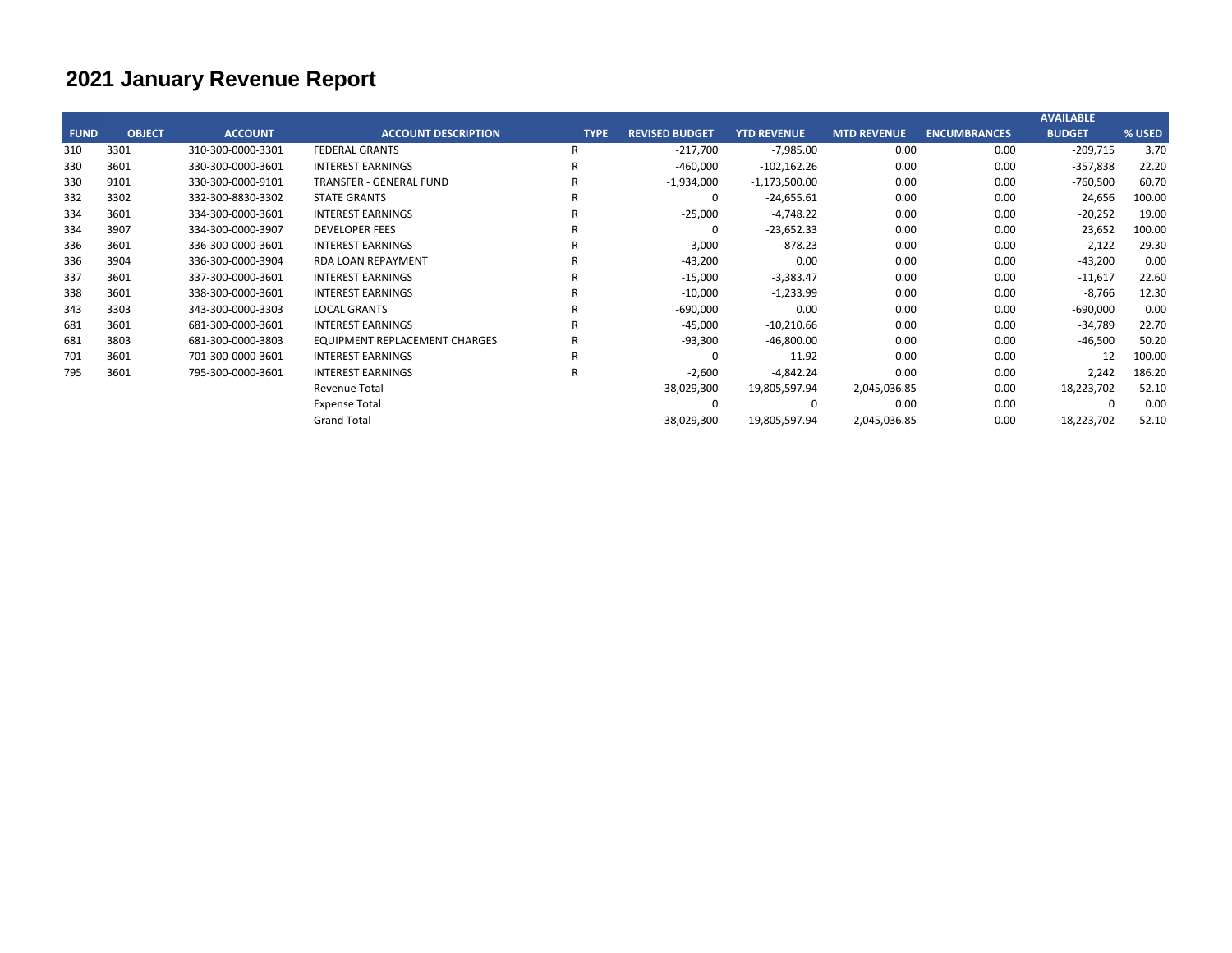# 2021 January Revenue Report

| FUND | OBJECT | ACCOUNT | ACCOUNT DESCRIPTION | TYPE | REVISED BUDGET | YTD REVENUE | MTD REVENUE | ENCUMBRANCES | AVAILABLE BUDGET | % USED |
|---|---|---|---|---|---|---|---|---|---|---|
| 310 | 3301 | 310-300-0000-3301 | FEDERAL GRANTS | R | -217,700 | -7,985.00 | 0.00 | 0.00 | -209,715 | 3.70 |
| 330 | 3601 | 330-300-0000-3601 | INTEREST EARNINGS | R | -460,000 | -102,162.26 | 0.00 | 0.00 | -357,838 | 22.20 |
| 330 | 9101 | 330-300-0000-9101 | TRANSFER - GENERAL FUND | R | -1,934,000 | -1,173,500.00 | 0.00 | 0.00 | -760,500 | 60.70 |
| 332 | 3302 | 332-300-8830-3302 | STATE GRANTS | R | 0 | -24,655.61 | 0.00 | 0.00 | 24,656 | 100.00 |
| 334 | 3601 | 334-300-0000-3601 | INTEREST EARNINGS | R | -25,000 | -4,748.22 | 0.00 | 0.00 | -20,252 | 19.00 |
| 334 | 3907 | 334-300-0000-3907 | DEVELOPER FEES | R | 0 | -23,652.33 | 0.00 | 0.00 | 23,652 | 100.00 |
| 336 | 3601 | 336-300-0000-3601 | INTEREST EARNINGS | R | -3,000 | -878.23 | 0.00 | 0.00 | -2,122 | 29.30 |
| 336 | 3904 | 336-300-0000-3904 | RDA LOAN REPAYMENT | R | -43,200 | 0.00 | 0.00 | 0.00 | -43,200 | 0.00 |
| 337 | 3601 | 337-300-0000-3601 | INTEREST EARNINGS | R | -15,000 | -3,383.47 | 0.00 | 0.00 | -11,617 | 22.60 |
| 338 | 3601 | 338-300-0000-3601 | INTEREST EARNINGS | R | -10,000 | -1,233.99 | 0.00 | 0.00 | -8,766 | 12.30 |
| 343 | 3303 | 343-300-0000-3303 | LOCAL GRANTS | R | -690,000 | 0.00 | 0.00 | 0.00 | -690,000 | 0.00 |
| 681 | 3601 | 681-300-0000-3601 | INTEREST EARNINGS | R | -45,000 | -10,210.66 | 0.00 | 0.00 | -34,789 | 22.70 |
| 681 | 3803 | 681-300-0000-3803 | EQUIPMENT REPLACEMENT CHARGES | R | -93,300 | -46,800.00 | 0.00 | 0.00 | -46,500 | 50.20 |
| 701 | 3601 | 701-300-0000-3601 | INTEREST EARNINGS | R | 0 | -11.92 | 0.00 | 0.00 | 12 | 100.00 |
| 795 | 3601 | 795-300-0000-3601 | INTEREST EARNINGS | R | -2,600 | -4,842.24 | 0.00 | 0.00 | 2,242 | 186.20 |
| | | | Revenue Total | | -38,029,300 | -19,805,597.94 | -2,045,036.85 | 0.00 | -18,223,702 | 52.10 |
| | | | Expense Total | | 0 | 0 | 0.00 | 0.00 | 0 | 0.00 |
| | | | Grand Total | | -38,029,300 | -19,805,597.94 | -2,045,036.85 | 0.00 | -18,223,702 | 52.10 |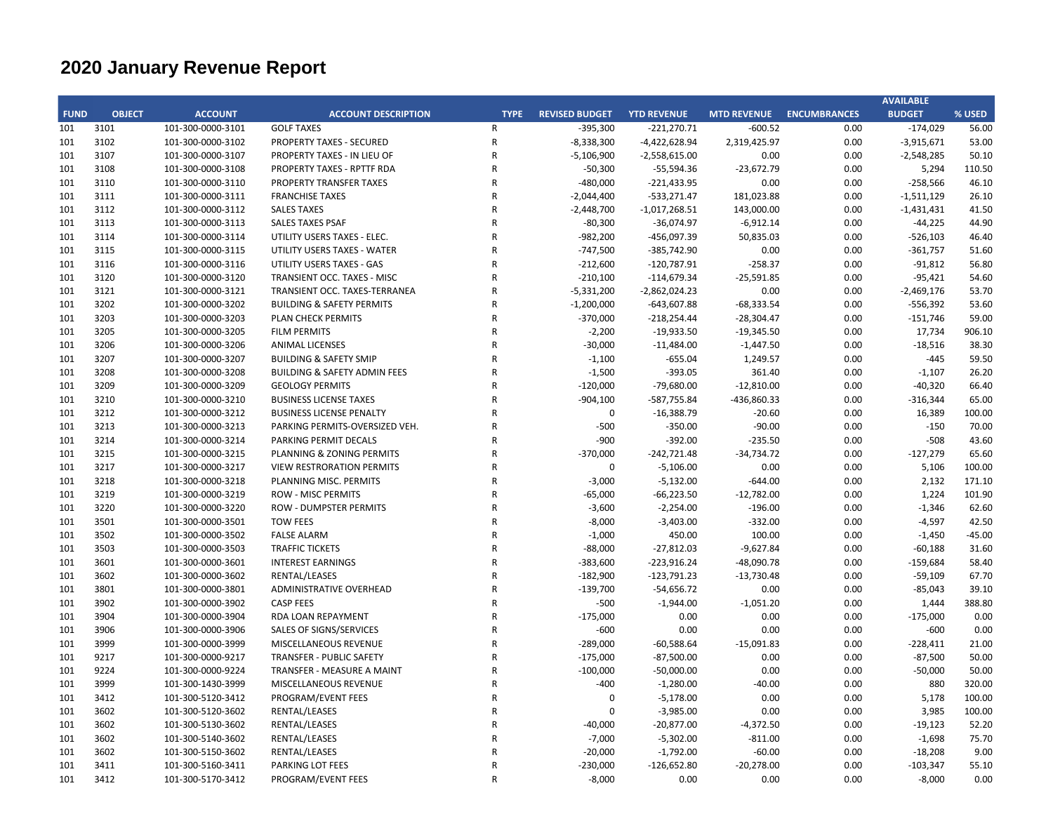# 2020 January Revenue Report

| FUND | OBJECT | ACCOUNT | ACCOUNT DESCRIPTION | TYPE | REVISED BUDGET | YTD REVENUE | MTD REVENUE | ENCUMBRANCES | AVAILABLE BUDGET | % USED |
|---|---|---|---|---|---|---|---|---|---|---|
| 101 | 3101 | 101-300-0000-3101 | GOLF TAXES | R | -395,300 | -221,270.71 | -600.52 | 0.00 | -174,029 | 56.00 |
| 101 | 3102 | 101-300-0000-3102 | PROPERTY TAXES - SECURED | R | -8,338,300 | -4,422,628.94 | 2,319,425.97 | 0.00 | -3,915,671 | 53.00 |
| 101 | 3107 | 101-300-0000-3107 | PROPERTY TAXES - IN LIEU OF | R | -5,106,900 | -2,558,615.00 | 0.00 | 0.00 | -2,548,285 | 50.10 |
| 101 | 3108 | 101-300-0000-3108 | PROPERTY TAXES - RPTTF RDA | R | -50,300 | -55,594.36 | -23,672.79 | 0.00 | 5,294 | 110.50 |
| 101 | 3110 | 101-300-0000-3110 | PROPERTY TRANSFER TAXES | R | -480,000 | -221,433.95 | 0.00 | 0.00 | -258,566 | 46.10 |
| 101 | 3111 | 101-300-0000-3111 | FRANCHISE TAXES | R | -2,044,400 | -533,271.47 | 181,023.88 | 0.00 | -1,511,129 | 26.10 |
| 101 | 3112 | 101-300-0000-3112 | SALES TAXES | R | -2,448,700 | -1,017,268.51 | 143,000.00 | 0.00 | -1,431,431 | 41.50 |
| 101 | 3113 | 101-300-0000-3113 | SALES TAXES PSAF | R | -80,300 | -36,074.97 | -6,912.14 | 0.00 | -44,225 | 44.90 |
| 101 | 3114 | 101-300-0000-3114 | UTILITY USERS TAXES - ELEC. | R | -982,200 | -456,097.39 | 50,835.03 | 0.00 | -526,103 | 46.40 |
| 101 | 3115 | 101-300-0000-3115 | UTILITY USERS TAXES - WATER | R | -747,500 | -385,742.90 | 0.00 | 0.00 | -361,757 | 51.60 |
| 101 | 3116 | 101-300-0000-3116 | UTILITY USERS TAXES - GAS | R | -212,600 | -120,787.91 | -258.37 | 0.00 | -91,812 | 56.80 |
| 101 | 3120 | 101-300-0000-3120 | TRANSIENT OCC. TAXES - MISC | R | -210,100 | -114,679.34 | -25,591.85 | 0.00 | -95,421 | 54.60 |
| 101 | 3121 | 101-300-0000-3121 | TRANSIENT OCC. TAXES-TERRANEA | R | -5,331,200 | -2,862,024.23 | 0.00 | 0.00 | -2,469,176 | 53.70 |
| 101 | 3202 | 101-300-0000-3202 | BUILDING & SAFETY PERMITS | R | -1,200,000 | -643,607.88 | -68,333.54 | 0.00 | -556,392 | 53.60 |
| 101 | 3203 | 101-300-0000-3203 | PLAN CHECK PERMITS | R | -370,000 | -218,254.44 | -28,304.47 | 0.00 | -151,746 | 59.00 |
| 101 | 3205 | 101-300-0000-3205 | FILM PERMITS | R | -2,200 | -19,933.50 | -19,345.50 | 0.00 | 17,734 | 906.10 |
| 101 | 3206 | 101-300-0000-3206 | ANIMAL LICENSES | R | -30,000 | -11,484.00 | -1,447.50 | 0.00 | -18,516 | 38.30 |
| 101 | 3207 | 101-300-0000-3207 | BUILDING & SAFETY SMIP | R | -1,100 | -655.04 | 1,249.57 | 0.00 | -445 | 59.50 |
| 101 | 3208 | 101-300-0000-3208 | BUILDING & SAFETY ADMIN FEES | R | -1,500 | -393.05 | 361.40 | 0.00 | -1,107 | 26.20 |
| 101 | 3209 | 101-300-0000-3209 | GEOLOGY PERMITS | R | -120,000 | -79,680.00 | -12,810.00 | 0.00 | -40,320 | 66.40 |
| 101 | 3210 | 101-300-0000-3210 | BUSINESS LICENSE TAXES | R | -904,100 | -587,755.84 | -436,860.33 | 0.00 | -316,344 | 65.00 |
| 101 | 3212 | 101-300-0000-3212 | BUSINESS LICENSE PENALTY | R | 0 | -16,388.79 | -20.60 | 0.00 | 16,389 | 100.00 |
| 101 | 3213 | 101-300-0000-3213 | PARKING PERMITS-OVERSIZED VEH. | R | -500 | -350.00 | -90.00 | 0.00 | -150 | 70.00 |
| 101 | 3214 | 101-300-0000-3214 | PARKING PERMIT DECALS | R | -900 | -392.00 | -235.50 | 0.00 | -508 | 43.60 |
| 101 | 3215 | 101-300-0000-3215 | PLANNING & ZONING PERMITS | R | -370,000 | -242,721.48 | -34,734.72 | 0.00 | -127,279 | 65.60 |
| 101 | 3217 | 101-300-0000-3217 | VIEW RESTRORATION PERMITS | R | 0 | -5,106.00 | 0.00 | 0.00 | 5,106 | 100.00 |
| 101 | 3218 | 101-300-0000-3218 | PLANNING MISC. PERMITS | R | -3,000 | -5,132.00 | -644.00 | 0.00 | 2,132 | 171.10 |
| 101 | 3219 | 101-300-0000-3219 | ROW - MISC PERMITS | R | -65,000 | -66,223.50 | -12,782.00 | 0.00 | 1,224 | 101.90 |
| 101 | 3220 | 101-300-0000-3220 | ROW - DUMPSTER PERMITS | R | -3,600 | -2,254.00 | -196.00 | 0.00 | -1,346 | 62.60 |
| 101 | 3501 | 101-300-0000-3501 | TOW FEES | R | -8,000 | -3,403.00 | -332.00 | 0.00 | -4,597 | 42.50 |
| 101 | 3502 | 101-300-0000-3502 | FALSE ALARM | R | -1,000 | 450.00 | 100.00 | 0.00 | -1,450 | -45.00 |
| 101 | 3503 | 101-300-0000-3503 | TRAFFIC TICKETS | R | -88,000 | -27,812.03 | -9,627.84 | 0.00 | -60,188 | 31.60 |
| 101 | 3601 | 101-300-0000-3601 | INTEREST EARNINGS | R | -383,600 | -223,916.24 | -48,090.78 | 0.00 | -159,684 | 58.40 |
| 101 | 3602 | 101-300-0000-3602 | RENTAL/LEASES | R | -182,900 | -123,791.23 | -13,730.48 | 0.00 | -59,109 | 67.70 |
| 101 | 3801 | 101-300-0000-3801 | ADMINISTRATIVE OVERHEAD | R | -139,700 | -54,656.72 | 0.00 | 0.00 | -85,043 | 39.10 |
| 101 | 3902 | 101-300-0000-3902 | CASP FEES | R | -500 | -1,944.00 | -1,051.20 | 0.00 | 1,444 | 388.80 |
| 101 | 3904 | 101-300-0000-3904 | RDA LOAN REPAYMENT | R | -175,000 | 0.00 | 0.00 | 0.00 | -175,000 | 0.00 |
| 101 | 3906 | 101-300-0000-3906 | SALES OF SIGNS/SERVICES | R | -600 | 0.00 | 0.00 | 0.00 | -600 | 0.00 |
| 101 | 3999 | 101-300-0000-3999 | MISCELLANEOUS REVENUE | R | -289,000 | -60,588.64 | -15,091.83 | 0.00 | -228,411 | 21.00 |
| 101 | 9217 | 101-300-0000-9217 | TRANSFER - PUBLIC SAFETY | R | -175,000 | -87,500.00 | 0.00 | 0.00 | -87,500 | 50.00 |
| 101 | 9224 | 101-300-0000-9224 | TRANSFER - MEASURE A MAINT | R | -100,000 | -50,000.00 | 0.00 | 0.00 | -50,000 | 50.00 |
| 101 | 3999 | 101-300-1430-3999 | MISCELLANEOUS REVENUE | R | -400 | -1,280.00 | -40.00 | 0.00 | 880 | 320.00 |
| 101 | 3412 | 101-300-5120-3412 | PROGRAM/EVENT FEES | R | 0 | -5,178.00 | 0.00 | 0.00 | 5,178 | 100.00 |
| 101 | 3602 | 101-300-5120-3602 | RENTAL/LEASES | R | 0 | -3,985.00 | 0.00 | 0.00 | 3,985 | 100.00 |
| 101 | 3602 | 101-300-5130-3602 | RENTAL/LEASES | R | -40,000 | -20,877.00 | -4,372.50 | 0.00 | -19,123 | 52.20 |
| 101 | 3602 | 101-300-5140-3602 | RENTAL/LEASES | R | -7,000 | -5,302.00 | -811.00 | 0.00 | -1,698 | 75.70 |
| 101 | 3602 | 101-300-5150-3602 | RENTAL/LEASES | R | -20,000 | -1,792.00 | -60.00 | 0.00 | -18,208 | 9.00 |
| 101 | 3411 | 101-300-5160-3411 | PARKING LOT FEES | R | -230,000 | -126,652.80 | -20,278.00 | 0.00 | -103,347 | 55.10 |
| 101 | 3412 | 101-300-5170-3412 | PROGRAM/EVENT FEES | R | -8,000 | 0.00 | 0.00 | 0.00 | -8,000 | 0.00 |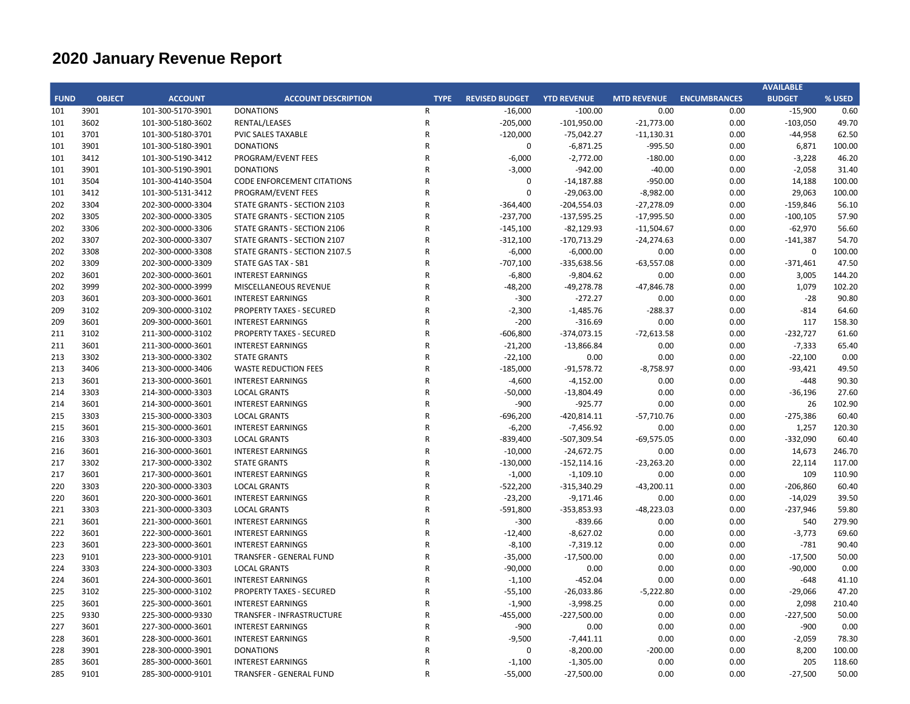# 2020 January Revenue Report

| FUND | OBJECT | ACCOUNT | ACCOUNT DESCRIPTION | TYPE | REVISED BUDGET | YTD REVENUE | MTD REVENUE | ENCUMBRANCES | AVAILABLE BUDGET | % USED |
|---|---|---|---|---|---|---|---|---|---|---|
| 101 | 3901 | 101-300-5170-3901 | DONATIONS | R | -16,000 | -100.00 | 0.00 | 0.00 | -15,900 | 0.60 |
| 101 | 3602 | 101-300-5180-3602 | RENTAL/LEASES | R | -205,000 | -101,950.00 | -21,773.00 | 0.00 | -103,050 | 49.70 |
| 101 | 3701 | 101-300-5180-3701 | PVIC SALES TAXABLE | R | -120,000 | -75,042.27 | -11,130.31 | 0.00 | -44,958 | 62.50 |
| 101 | 3901 | 101-300-5180-3901 | DONATIONS | R | 0 | -6,871.25 | -995.50 | 0.00 | 6,871 | 100.00 |
| 101 | 3412 | 101-300-5190-3412 | PROGRAM/EVENT FEES | R | -6,000 | -2,772.00 | -180.00 | 0.00 | -3,228 | 46.20 |
| 101 | 3901 | 101-300-5190-3901 | DONATIONS | R | -3,000 | -942.00 | -40.00 | 0.00 | -2,058 | 31.40 |
| 101 | 3504 | 101-300-4140-3504 | CODE ENFORCEMENT CITATIONS | R | 0 | -14,187.88 | -950.00 | 0.00 | 14,188 | 100.00 |
| 101 | 3412 | 101-300-5131-3412 | PROGRAM/EVENT FEES | R | 0 | -29,063.00 | -8,982.00 | 0.00 | 29,063 | 100.00 |
| 202 | 3304 | 202-300-0000-3304 | STATE GRANTS - SECTION 2103 | R | -364,400 | -204,554.03 | -27,278.09 | 0.00 | -159,846 | 56.10 |
| 202 | 3305 | 202-300-0000-3305 | STATE GRANTS - SECTION 2105 | R | -237,700 | -137,595.25 | -17,995.50 | 0.00 | -100,105 | 57.90 |
| 202 | 3306 | 202-300-0000-3306 | STATE GRANTS - SECTION 2106 | R | -145,100 | -82,129.93 | -11,504.67 | 0.00 | -62,970 | 56.60 |
| 202 | 3307 | 202-300-0000-3307 | STATE GRANTS - SECTION 2107 | R | -312,100 | -170,713.29 | -24,274.63 | 0.00 | -141,387 | 54.70 |
| 202 | 3308 | 202-300-0000-3308 | STATE GRANTS - SECTION 2107.5 | R | -6,000 | -6,000.00 | 0.00 | 0.00 | 0 | 100.00 |
| 202 | 3309 | 202-300-0000-3309 | STATE GAS TAX - SB1 | R | -707,100 | -335,638.56 | -63,557.08 | 0.00 | -371,461 | 47.50 |
| 202 | 3601 | 202-300-0000-3601 | INTEREST EARNINGS | R | -6,800 | -9,804.62 | 0.00 | 0.00 | 3,005 | 144.20 |
| 202 | 3999 | 202-300-0000-3999 | MISCELLANEOUS REVENUE | R | -48,200 | -49,278.78 | -47,846.78 | 0.00 | 1,079 | 102.20 |
| 203 | 3601 | 203-300-0000-3601 | INTEREST EARNINGS | R | -300 | -272.27 | 0.00 | 0.00 | -28 | 90.80 |
| 209 | 3102 | 209-300-0000-3102 | PROPERTY TAXES - SECURED | R | -2,300 | -1,485.76 | -288.37 | 0.00 | -814 | 64.60 |
| 209 | 3601 | 209-300-0000-3601 | INTEREST EARNINGS | R | -200 | -316.69 | 0.00 | 0.00 | 117 | 158.30 |
| 211 | 3102 | 211-300-0000-3102 | PROPERTY TAXES - SECURED | R | -606,800 | -374,073.15 | -72,613.58 | 0.00 | -232,727 | 61.60 |
| 211 | 3601 | 211-300-0000-3601 | INTEREST EARNINGS | R | -21,200 | -13,866.84 | 0.00 | 0.00 | -7,333 | 65.40 |
| 213 | 3302 | 213-300-0000-3302 | STATE GRANTS | R | -22,100 | 0.00 | 0.00 | 0.00 | -22,100 | 0.00 |
| 213 | 3406 | 213-300-0000-3406 | WASTE REDUCTION FEES | R | -185,000 | -91,578.72 | -8,758.97 | 0.00 | -93,421 | 49.50 |
| 213 | 3601 | 213-300-0000-3601 | INTEREST EARNINGS | R | -4,600 | -4,152.00 | 0.00 | 0.00 | -448 | 90.30 |
| 214 | 3303 | 214-300-0000-3303 | LOCAL GRANTS | R | -50,000 | -13,804.49 | 0.00 | 0.00 | -36,196 | 27.60 |
| 214 | 3601 | 214-300-0000-3601 | INTEREST EARNINGS | R | -900 | -925.77 | 0.00 | 0.00 | 26 | 102.90 |
| 215 | 3303 | 215-300-0000-3303 | LOCAL GRANTS | R | -696,200 | -420,814.11 | -57,710.76 | 0.00 | -275,386 | 60.40 |
| 215 | 3601 | 215-300-0000-3601 | INTEREST EARNINGS | R | -6,200 | -7,456.92 | 0.00 | 0.00 | 1,257 | 120.30 |
| 216 | 3303 | 216-300-0000-3303 | LOCAL GRANTS | R | -839,400 | -507,309.54 | -69,575.05 | 0.00 | -332,090 | 60.40 |
| 216 | 3601 | 216-300-0000-3601 | INTEREST EARNINGS | R | -10,000 | -24,672.75 | 0.00 | 0.00 | 14,673 | 246.70 |
| 217 | 3302 | 217-300-0000-3302 | STATE GRANTS | R | -130,000 | -152,114.16 | -23,263.20 | 0.00 | 22,114 | 117.00 |
| 217 | 3601 | 217-300-0000-3601 | INTEREST EARNINGS | R | -1,000 | -1,109.10 | 0.00 | 0.00 | 109 | 110.90 |
| 220 | 3303 | 220-300-0000-3303 | LOCAL GRANTS | R | -522,200 | -315,340.29 | -43,200.11 | 0.00 | -206,860 | 60.40 |
| 220 | 3601 | 220-300-0000-3601 | INTEREST EARNINGS | R | -23,200 | -9,171.46 | 0.00 | 0.00 | -14,029 | 39.50 |
| 221 | 3303 | 221-300-0000-3303 | LOCAL GRANTS | R | -591,800 | -353,853.93 | -48,223.03 | 0.00 | -237,946 | 59.80 |
| 221 | 3601 | 221-300-0000-3601 | INTEREST EARNINGS | R | -300 | -839.66 | 0.00 | 0.00 | 540 | 279.90 |
| 222 | 3601 | 222-300-0000-3601 | INTEREST EARNINGS | R | -12,400 | -8,627.02 | 0.00 | 0.00 | -3,773 | 69.60 |
| 223 | 3601 | 223-300-0000-3601 | INTEREST EARNINGS | R | -8,100 | -7,319.12 | 0.00 | 0.00 | -781 | 90.40 |
| 223 | 9101 | 223-300-0000-9101 | TRANSFER - GENERAL FUND | R | -35,000 | -17,500.00 | 0.00 | 0.00 | -17,500 | 50.00 |
| 224 | 3303 | 224-300-0000-3303 | LOCAL GRANTS | R | -90,000 | 0.00 | 0.00 | 0.00 | -90,000 | 0.00 |
| 224 | 3601 | 224-300-0000-3601 | INTEREST EARNINGS | R | -1,100 | -452.04 | 0.00 | 0.00 | -648 | 41.10 |
| 225 | 3102 | 225-300-0000-3102 | PROPERTY TAXES - SECURED | R | -55,100 | -26,033.86 | -5,222.80 | 0.00 | -29,066 | 47.20 |
| 225 | 3601 | 225-300-0000-3601 | INTEREST EARNINGS | R | -1,900 | -3,998.25 | 0.00 | 0.00 | 2,098 | 210.40 |
| 225 | 9330 | 225-300-0000-9330 | TRANSFER - INFRASTRUCTURE | R | -455,000 | -227,500.00 | 0.00 | 0.00 | -227,500 | 50.00 |
| 227 | 3601 | 227-300-0000-3601 | INTEREST EARNINGS | R | -900 | 0.00 | 0.00 | 0.00 | -900 | 0.00 |
| 228 | 3601 | 228-300-0000-3601 | INTEREST EARNINGS | R | -9,500 | -7,441.11 | 0.00 | 0.00 | -2,059 | 78.30 |
| 228 | 3901 | 228-300-0000-3901 | DONATIONS | R | 0 | -8,200.00 | -200.00 | 0.00 | 8,200 | 100.00 |
| 285 | 3601 | 285-300-0000-3601 | INTEREST EARNINGS | R | -1,100 | -1,305.00 | 0.00 | 0.00 | 205 | 118.60 |
| 285 | 9101 | 285-300-0000-9101 | TRANSFER - GENERAL FUND | R | -55,000 | -27,500.00 | 0.00 | 0.00 | -27,500 | 50.00 |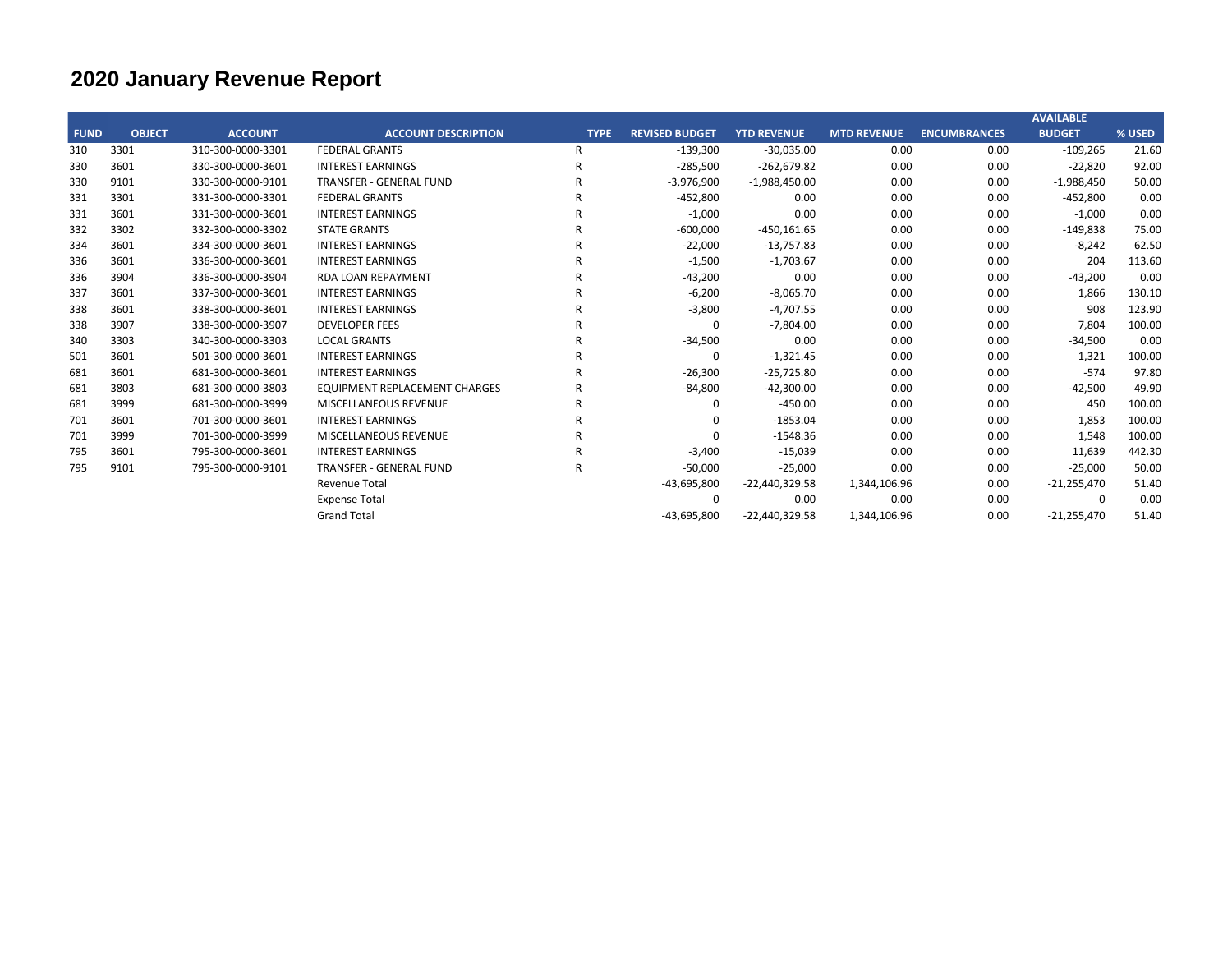# 2020 January Revenue Report

| FUND | OBJECT | ACCOUNT | ACCOUNT DESCRIPTION | TYPE | REVISED BUDGET | YTD REVENUE | MTD REVENUE | ENCUMBRANCES | AVAILABLE BUDGET | % USED |
|---|---|---|---|---|---|---|---|---|---|---|
| 310 | 3301 | 310-300-0000-3301 | FEDERAL GRANTS | R | -139,300 | -30,035.00 | 0.00 | 0.00 | -109,265 | 21.60 |
| 330 | 3601 | 330-300-0000-3601 | INTEREST EARNINGS | R | -285,500 | -262,679.82 | 0.00 | 0.00 | -22,820 | 92.00 |
| 330 | 9101 | 330-300-0000-9101 | TRANSFER - GENERAL FUND | R | -3,976,900 | -1,988,450.00 | 0.00 | 0.00 | -1,988,450 | 50.00 |
| 331 | 3301 | 331-300-0000-3301 | FEDERAL GRANTS | R | -452,800 | 0.00 | 0.00 | 0.00 | -452,800 | 0.00 |
| 331 | 3601 | 331-300-0000-3601 | INTEREST EARNINGS | R | -1,000 | 0.00 | 0.00 | 0.00 | -1,000 | 0.00 |
| 332 | 3302 | 332-300-0000-3302 | STATE GRANTS | R | -600,000 | -450,161.65 | 0.00 | 0.00 | -149,838 | 75.00 |
| 334 | 3601 | 334-300-0000-3601 | INTEREST EARNINGS | R | -22,000 | -13,757.83 | 0.00 | 0.00 | -8,242 | 62.50 |
| 336 | 3601 | 336-300-0000-3601 | INTEREST EARNINGS | R | -1,500 | -1,703.67 | 0.00 | 0.00 | 204 | 113.60 |
| 336 | 3904 | 336-300-0000-3904 | RDA LOAN REPAYMENT | R | -43,200 | 0.00 | 0.00 | 0.00 | -43,200 | 0.00 |
| 337 | 3601 | 337-300-0000-3601 | INTEREST EARNINGS | R | -6,200 | -8,065.70 | 0.00 | 0.00 | 1,866 | 130.10 |
| 338 | 3601 | 338-300-0000-3601 | INTEREST EARNINGS | R | -3,800 | -4,707.55 | 0.00 | 0.00 | 908 | 123.90 |
| 338 | 3907 | 338-300-0000-3907 | DEVELOPER FEES | R | 0 | -7,804.00 | 0.00 | 0.00 | 7,804 | 100.00 |
| 340 | 3303 | 340-300-0000-3303 | LOCAL GRANTS | R | -34,500 | 0.00 | 0.00 | 0.00 | -34,500 | 0.00 |
| 501 | 3601 | 501-300-0000-3601 | INTEREST EARNINGS | R | 0 | -1,321.45 | 0.00 | 0.00 | 1,321 | 100.00 |
| 681 | 3601 | 681-300-0000-3601 | INTEREST EARNINGS | R | -26,300 | -25,725.80 | 0.00 | 0.00 | -574 | 97.80 |
| 681 | 3803 | 681-300-0000-3803 | EQUIPMENT REPLACEMENT CHARGES | R | -84,800 | -42,300.00 | 0.00 | 0.00 | -42,500 | 49.90 |
| 681 | 3999 | 681-300-0000-3999 | MISCELLANEOUS REVENUE | R | 0 | -450.00 | 0.00 | 0.00 | 450 | 100.00 |
| 701 | 3601 | 701-300-0000-3601 | INTEREST EARNINGS | R | 0 | -1853.04 | 0.00 | 0.00 | 1,853 | 100.00 |
| 701 | 3999 | 701-300-0000-3999 | MISCELLANEOUS REVENUE | R | 0 | -1548.36 | 0.00 | 0.00 | 1,548 | 100.00 |
| 795 | 3601 | 795-300-0000-3601 | INTEREST EARNINGS | R | -3,400 | -15,039 | 0.00 | 0.00 | 11,639 | 442.30 |
| 795 | 9101 | 795-300-0000-9101 | TRANSFER - GENERAL FUND | R | -50,000 | -25,000 | 0.00 | 0.00 | -25,000 | 50.00 |
| | | | Revenue Total | | -43,695,800 | -22,440,329.58 | 1,344,106.96 | 0.00 | -21,255,470 | 51.40 |
| | | | Expense Total | | 0 | 0.00 | 0.00 | 0.00 | 0 | 0.00 |
| | | | Grand Total | | -43,695,800 | -22,440,329.58 | 1,344,106.96 | 0.00 | -21,255,470 | 51.40 |